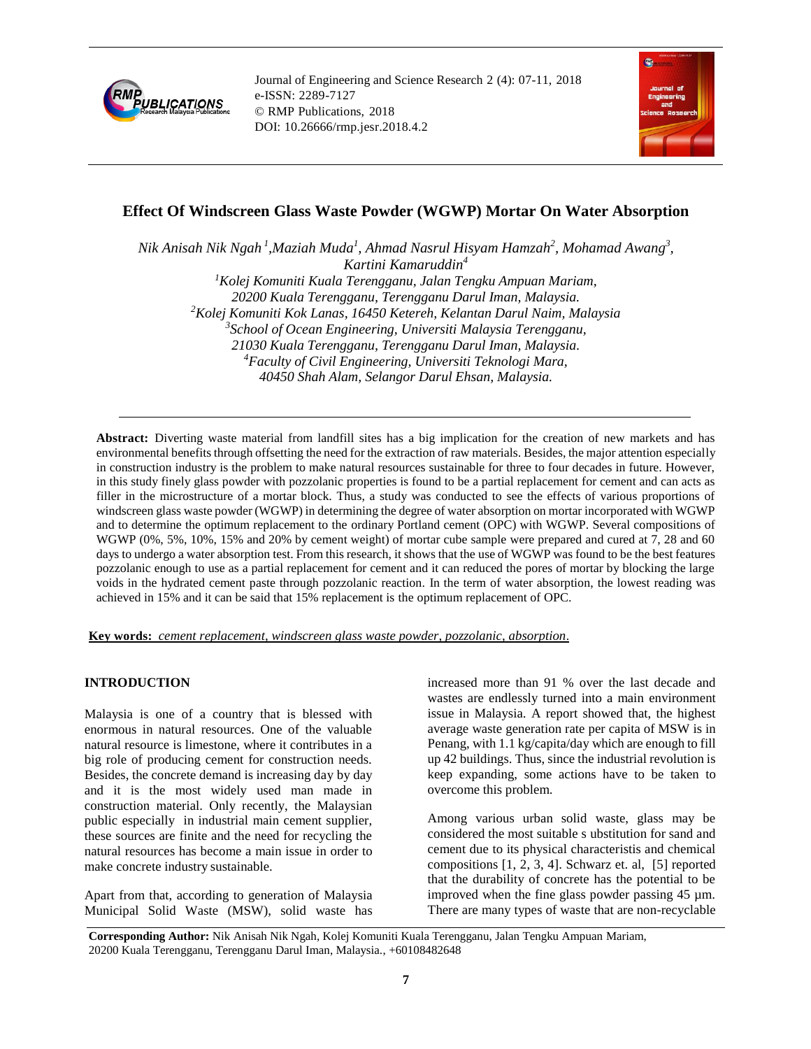# Effect Of Windscreen Glass Waste Powder (WGWP) Mortar On Water Absorption

*Nik Anisah Nik Ngah [1], Maziah Muda [1], Ahmad Nasrul Hisyam Hamzah [2], Mohamad Awang [3], Kartini Kamaruddin [4]*

*[1] Kolej Komuniti Kuala Terengganu, Jalan Tengku Ampuan Mariam, 20200 Kuala Terengganu, Terengganu Darul Iman, Malaysia.*
*[2] Kolej Komuniti Kok Lanas, 16450 Ketereh, Kelantan Darul Naim, Malaysia*
*[3] School of Ocean Engineering, Universiti Malaysia Terengganu, 21030 Kuala Terengganu, Terengganu Darul Iman, Malaysia.*
*[4] Faculty of Civil Engineering, Universiti Teknologi Mara, 40450 Shah Alam, Selangor Darul Ehsan, Malaysia.*

**Abstract:** Diverting waste material from landfill sites has a big implication for the creation of new markets and has environmental benefits through offsetting the need for the extraction of raw materials. Besides, the major attention especially in construction industry is the problem to make natural resources sustainable for three to four decades in future. However, in this study finely glass powder with pozzolanic properties is found to be a partial replacement for cement and can acts as filler in the microstructure of a mortar block. Thus, a study was conducted to see the effects of various proportions of windscreen glass waste powder (WGWP) in determining the degree of water absorption on mortar incorporated with WGWP and to determine the optimum replacement to the ordinary Portland cement (OPC) with WGWP. Several compositions of WGWP (0%, 5%, 10%, 15% and 20% by cement weight) of mortar cube sample were prepared and cured at 7, 28 and 60 days to undergo a water absorption test. From this research, it shows that the use of WGWP was found to be the best features pozzolanic enough to use as a partial replacement for cement and it can reduced the pores of mortar by blocking the large voids in the hydrated cement paste through pozzolanic reaction. In the term of water absorption, the lowest reading was achieved in 15% and it can be said that 15% replacement is the optimum replacement of OPC.

**Key words:** *cement replacement, windscreen glass waste powder, pozzolanic, absorption*.

## INTRODUCTION

Malaysia is one of a country that is blessed with enormous in natural resources. One of the valuable natural resource is limestone, where it contributes in a big role of producing cement for construction needs. Besides, the concrete demand is increasing day by day and it is the most widely used man made in construction material. Only recently, the Malaysian public especially in industrial main cement supplier, these sources are finite and the need for recycling the natural resources has become a main issue in order to make concrete industry sustainable.

Apart from that, according to generation of Malaysia Municipal Solid Waste (MSW), solid waste has increased more than 91 % over the last decade and wastes are endlessly turned into a main environment issue in Malaysia. A report showed that, the highest average waste generation rate per capita of MSW is in Penang, with 1.1 kg/capita/day which are enough to fill up 42 buildings. Thus, since the industrial revolution is keep expanding, some actions have to be taken to overcome this problem.

Among various urban solid waste, glass may be considered the most suitable s ubstitution for sand and cement due to its physical characteristis and chemical compositions [1, 2, 3, 4]. Schwarz et. al, [5] reported that the durability of concrete has the potential to be improved when the fine glass powder passing 45 µm. There are many types of waste that are non-recyclable

**Corresponding Author:** Nik Anisah Nik Ngah, Kolej Komuniti Kuala Terengganu, Jalan Tengku Ampuan Mariam, 20200 Kuala Terengganu, Terengganu Darul Iman, Malaysia., +60108482648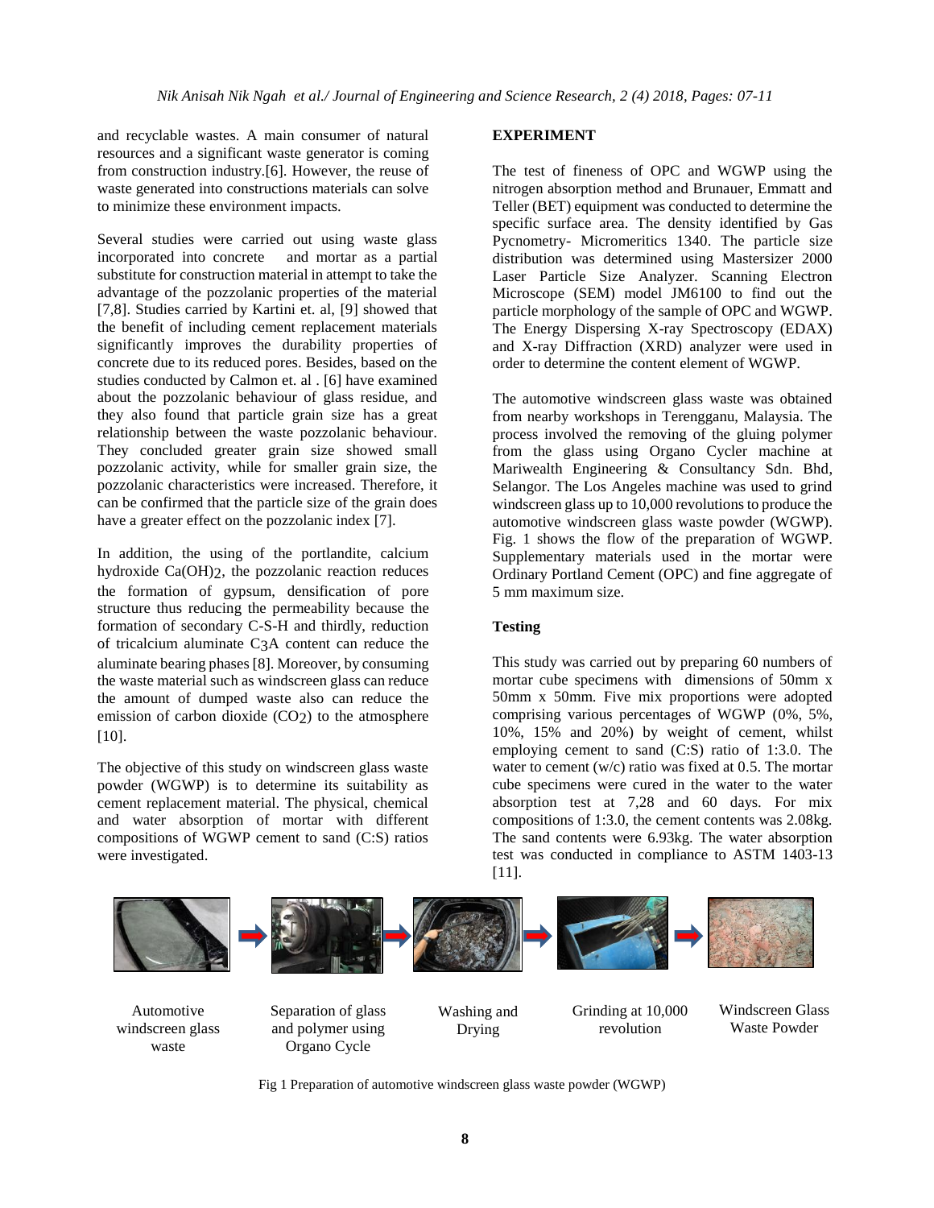and recyclable wastes. A main consumer of natural resources and a significant waste generator is coming from construction industry.[6]. However, the reuse of waste generated into constructions materials can solve to minimize these environment impacts.

Several studies were carried out using waste glass incorporated into concrete and mortar as a partial substitute for construction material in attempt to take the advantage of the pozzolanic properties of the material [7,8]. Studies carried by Kartini et. al, [9] showed that the benefit of including cement replacement materials significantly improves the durability properties of concrete due to its reduced pores. Besides, based on the studies conducted by Calmon et. al . [6] have examined about the pozzolanic behaviour of glass residue, and they also found that particle grain size has a great relationship between the waste pozzolanic behaviour. They concluded greater grain size showed small pozzolanic activity, while for smaller grain size, the pozzolanic characteristics were increased. Therefore, it can be confirmed that the particle size of the grain does have a greater effect on the pozzolanic index [7].

In addition, the using of the portlandite, calcium hydroxide $Ca(OH)_2$, the pozzolanic reaction reduces the formation of gypsum, densification of pore structure thus reducing the permeability because the formation of secondary C-S-H and thirdly, reduction of tricalcium aluminate $C_3A$ content can reduce the aluminate bearing phases [8]. Moreover, by consuming the waste material such as windscreen glass can reduce the amount of dumped waste also can reduce the emission of carbon dioxide ($CO_2$) to the atmosphere [10].

The objective of this study on windscreen glass waste powder (WGWP) is to determine its suitability as cement replacement material. The physical, chemical and water absorption of mortar with different compositions of WGWP cement to sand (C:S) ratios were investigated.

## EXPERIMENT

The test of fineness of OPC and WGWP using the nitrogen absorption method and Brunauer, Emmatt and Teller (BET) equipment was conducted to determine the specific surface area. The density identified by Gas Pycnometry- Micromeritics 1340. The particle size distribution was determined using Mastersizer 2000 Laser Particle Size Analyzer. Scanning Electron Microscope (SEM) model JM6100 to find out the particle morphology of the sample of OPC and WGWP. The Energy Dispersing X-ray Spectroscopy (EDAX) and X-ray Diffraction (XRD) analyzer were used in order to determine the content element of WGWP.

The automotive windscreen glass waste was obtained from nearby workshops in Terengganu, Malaysia. The process involved the removing of the gluing polymer from the glass using Organo Cycler machine at Mariwealth Engineering & Consultancy Sdn. Bhd, Selangor. The Los Angeles machine was used to grind windscreen glass up to 10,000 revolutions to produce the automotive windscreen glass waste powder (WGWP). Fig. 1 shows the flow of the preparation of WGWP. Supplementary materials used in the mortar were Ordinary Portland Cement (OPC) and fine aggregate of 5 mm maximum size.

### Testing

This study was carried out by preparing 60 numbers of mortar cube specimens with dimensions of 50mm x 50mm x 50mm. Five mix proportions were adopted comprising various percentages of WGWP (0%, 5%, 10%, 15% and 20%) by weight of cement, whilst employing cement to sand (C:S) ratio of 1:3.0. The water to cement (w/c) ratio was fixed at 0.5. The mortar cube specimens were cured in the water to the water absorption test at 7,28 and 60 days. For mix compositions of 1:3.0, the cement contents was 2.08kg. The sand contents were 6.93kg. The water absorption test was conducted in compliance to ASTM 1403-13 [11].

Automotive windscreen glass waste → Separation of glass and polymer using Organo Cycle → Washing and Drying → Grinding at 10,000 revolution → Windscreen Glass Waste Powder

Fig 1 Preparation of automotive windscreen glass waste powder (WGWP)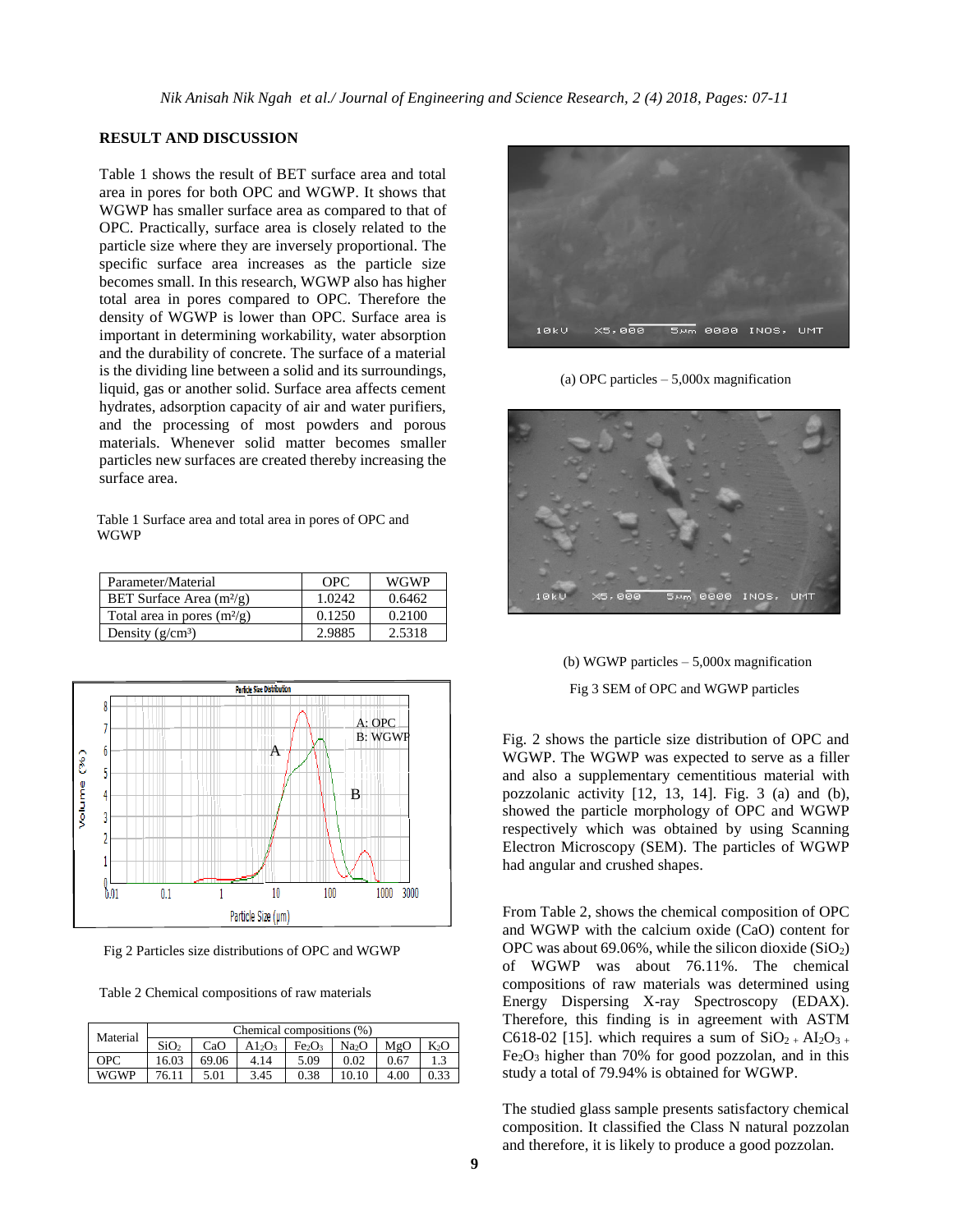## RESULT AND DISCUSSION

Table 1 shows the result of BET surface area and total area in pores for both OPC and WGWP. It shows that WGWP has smaller surface area as compared to that of OPC. Practically, surface area is closely related to the particle size where they are inversely proportional. The specific surface area increases as the particle size becomes small. In this research, WGWP also has higher total area in pores compared to OPC. Therefore the density of WGWP is lower than OPC. Surface area is important in determining workability, water absorption and the durability of concrete. The surface of a material is the dividing line between a solid and its surroundings, liquid, gas or another solid. Surface area affects cement hydrates, adsorption capacity of air and water purifiers, and the processing of most powders and porous materials. Whenever solid matter becomes smaller particles new surfaces are created thereby increasing the surface area.

Table 1 Surface area and total area in pores of OPC and WGWP

| Parameter/Material | OPC | WGWP |
|---|---|---|
| BET Surface Area ($m^2/g$) | 1.0242 | 0.6462 |
| Total area in pores ($m^2/g$) | 0.1250 | 0.2100 |
| Density ($g/cm^3$) | 2.9885 | 2.5318 |

Fig 2 Particles size distributions of OPC and WGWP

Table 2 Chemical compositions of raw materials

| Material | Chemical compositions (%) | | | | | | |
|---|---|---|---|---|---|---|---|
| | $SiO_2$ | CaO | $Al_2O_3$ | $Fe_2O_3$ | $Na_2O$ | MgO | $K_2O$ |
| OPC | 16.03 | 69.06 | 4.14 | 5.09 | 0.02 | 0.67 | 1.3 |
| WGWP | 76.11 | 5.01 | 3.45 | 0.38 | 10.10 | 4.00 | 0.33 |

(a) OPC particles – 5,000x magnification

(b) WGWP particles – 5,000x magnification

Fig 3 SEM of OPC and WGWP particles

Fig. 2 shows the particle size distribution of OPC and WGWP. The WGWP was expected to serve as a filler and also a supplementary cementitious material with pozzolanic activity [12, 13, 14]. Fig. 3 (a) and (b), showed the particle morphology of OPC and WGWP respectively which was obtained by using Scanning Electron Microscopy (SEM). The particles of WGWP had angular and crushed shapes.

From Table 2, shows the chemical composition of OPC and WGWP with the calcium oxide (CaO) content for OPC was about 69.06%, while the silicon dioxide ($SiO_2$) of WGWP was about 76.11%. The chemical compositions of raw materials was determined using Energy Dispersing X-ray Spectroscopy (EDAX). Therefore, this finding is in agreement with ASTM C618-02 [15]. which requires a sum of $SiO_2 + Al_2O_3 + Fe_2O_3$ higher than 70% for good pozzolan, and in this study a total of 79.94% is obtained for WGWP.

The studied glass sample presents satisfactory chemical composition. It classified the Class N natural pozzolan and therefore, it is likely to produce a good pozzolan.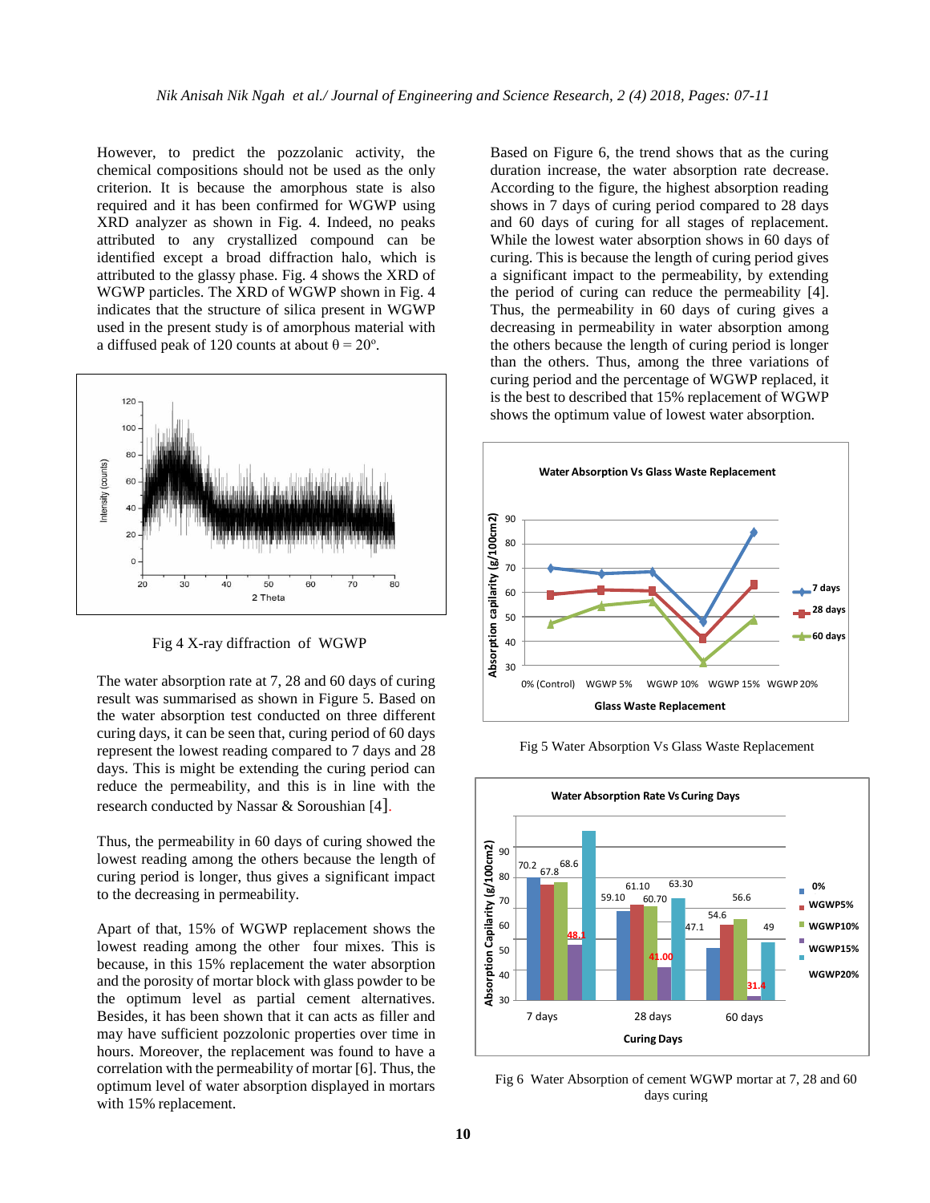However, to predict the pozzolanic activity, the chemical compositions should not be used as the only criterion. It is because the amorphous state is also required and it has been confirmed for WGWP using XRD analyzer as shown in Fig. 4. Indeed, no peaks attributed to any crystallized compound can be identified except a broad diffraction halo, which is attributed to the glassy phase. Fig. 4 shows the XRD of WGWP particles. The XRD of WGWP shown in Fig. 4 indicates that the structure of silica present in WGWP used in the present study is of amorphous material with a diffused peak of 120 counts at about θ = 20º.

Fig 4 X-ray diffraction of WGWP

The water absorption rate at 7, 28 and 60 days of curing result was summarised as shown in Figure 5. Based on the water absorption test conducted on three different curing days, it can be seen that, curing period of 60 days represent the lowest reading compared to 7 days and 28 days. This is might be extending the curing period can reduce the permeability, and this is in line with the research conducted by Nassar & Soroushian [4].

Thus, the permeability in 60 days of curing showed the lowest reading among the others because the length of curing period is longer, thus gives a significant impact to the decreasing in permeability.

Apart of that, 15% of WGWP replacement shows the lowest reading among the other four mixes. This is because, in this 15% replacement the water absorption and the porosity of mortar block with glass powder to be the optimum level as partial cement alternatives. Besides, it has been shown that it can acts as filler and may have sufficient pozzolonic properties over time in hours. Moreover, the replacement was found to have a correlation with the permeability of mortar [6]. Thus, the optimum level of water absorption displayed in mortars with 15% replacement.

Based on Figure 6, the trend shows that as the curing duration increase, the water absorption rate decrease. According to the figure, the highest absorption reading shows in 7 days of curing period compared to 28 days and 60 days of curing for all stages of replacement. While the lowest water absorption shows in 60 days of curing. This is because the length of curing period gives a significant impact to the permeability, by extending the period of curing can reduce the permeability [4]. Thus, the permeability in 60 days of curing gives a decreasing in permeability in water absorption among the others because the length of curing period is longer than the others. Thus, among the three variations of curing period and the percentage of WGWP replaced, it is the best to described that 15% replacement of WGWP shows the optimum value of lowest water absorption.

Fig 5 Water Absorption Vs Glass Waste Replacement

Fig 6 Water Absorption of cement WGWP mortar at 7, 28 and 60 days curing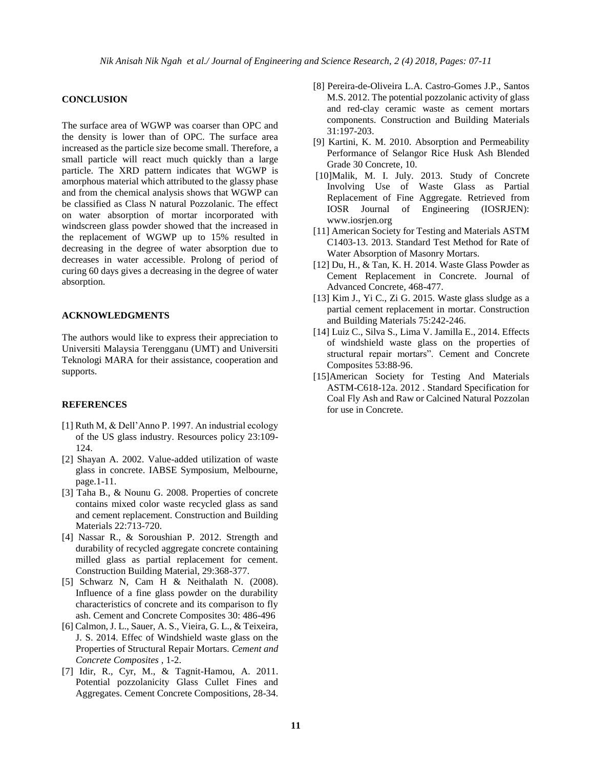## CONCLUSION

The surface area of WGWP was coarser than OPC and the density is lower than of OPC. The surface area increased as the particle size become small. Therefore, a small particle will react much quickly than a large particle. The XRD pattern indicates that WGWP is amorphous material which attributed to the glassy phase and from the chemical analysis shows that WGWP can be classified as Class N natural Pozzolanic. The effect on water absorption of mortar incorporated with windscreen glass powder showed that the increased in the replacement of WGWP up to 15% resulted in decreasing in the degree of water absorption due to decreases in water accessible. Prolong of period of curing 60 days gives a decreasing in the degree of water absorption.

## ACKNOWLEDGMENTS

The authors would like to express their appreciation to Universiti Malaysia Terengganu (UMT) and Universiti Teknologi MARA for their assistance, cooperation and supports.

## REFERENCES

[1] Ruth M, & Dell'Anno P. 1997. An industrial ecology of the US glass industry. Resources policy 23:109-124.

[2] Shayan A. 2002. Value-added utilization of waste glass in concrete. IABSE Symposium, Melbourne, page.1-11.

[3] Taha B., & Nounu G. 2008. Properties of concrete contains mixed color waste recycled glass as sand and cement replacement. Construction and Building Materials 22:713-720.

[4] Nassar R., & Soroushian P. 2012. Strength and durability of recycled aggregate concrete containing milled glass as partial replacement for cement. Construction Building Material, 29:368-377.

[5] Schwarz N, Cam H & Neithalath N. (2008). Influence of a fine glass powder on the durability characteristics of concrete and its comparison to fly ash. Cement and Concrete Composites 30: 486-496

[6] Calmon, J. L., Sauer, A. S., Vieira, G. L., & Teixeira, J. S. 2014. Effec of Windshield waste glass on the Properties of Structural Repair Mortars. *Cement and Concrete Composites* , 1-2.

[7] Idir, R., Cyr, M., & Tagnit-Hamou, A. 2011. Potential pozzolanicity Glass Cullet Fines and Aggregates. Cement Concrete Compositions, 28-34.

[8] Pereira-de-Oliveira L.A. Castro-Gomes J.P., Santos M.S. 2012. The potential pozzolanic activity of glass and red-clay ceramic waste as cement mortars components. Construction and Building Materials 31:197-203.

[9] Kartini, K. M. 2010. Absorption and Permeability Performance of Selangor Rice Husk Ash Blended Grade 30 Concrete, 10.

[10]Malik, M. I. July. 2013. Study of Concrete Involving Use of Waste Glass as Partial Replacement of Fine Aggregate. Retrieved from IOSR Journal of Engineering (IOSRJEN): www.iosrjen.org

[11] American Society for Testing and Materials ASTM C1403-13. 2013. Standard Test Method for Rate of Water Absorption of Masonry Mortars.

[12] Du, H., & Tan, K. H. 2014. Waste Glass Powder as Cement Replacement in Concrete. Journal of Advanced Concrete, 468-477.

[13] Kim J., Yi C., Zi G. 2015. Waste glass sludge as a partial cement replacement in mortar. Construction and Building Materials 75:242-246.

[14] Luiz C., Silva S., Lima V. Jamilla E., 2014. Effects of windshield waste glass on the properties of structural repair mortars". Cement and Concrete Composites 53:88-96.

[15]American Society for Testing And Materials ASTM-C618-12a. 2012 . Standard Specification for Coal Fly Ash and Raw or Calcined Natural Pozzolan for use in Concrete.